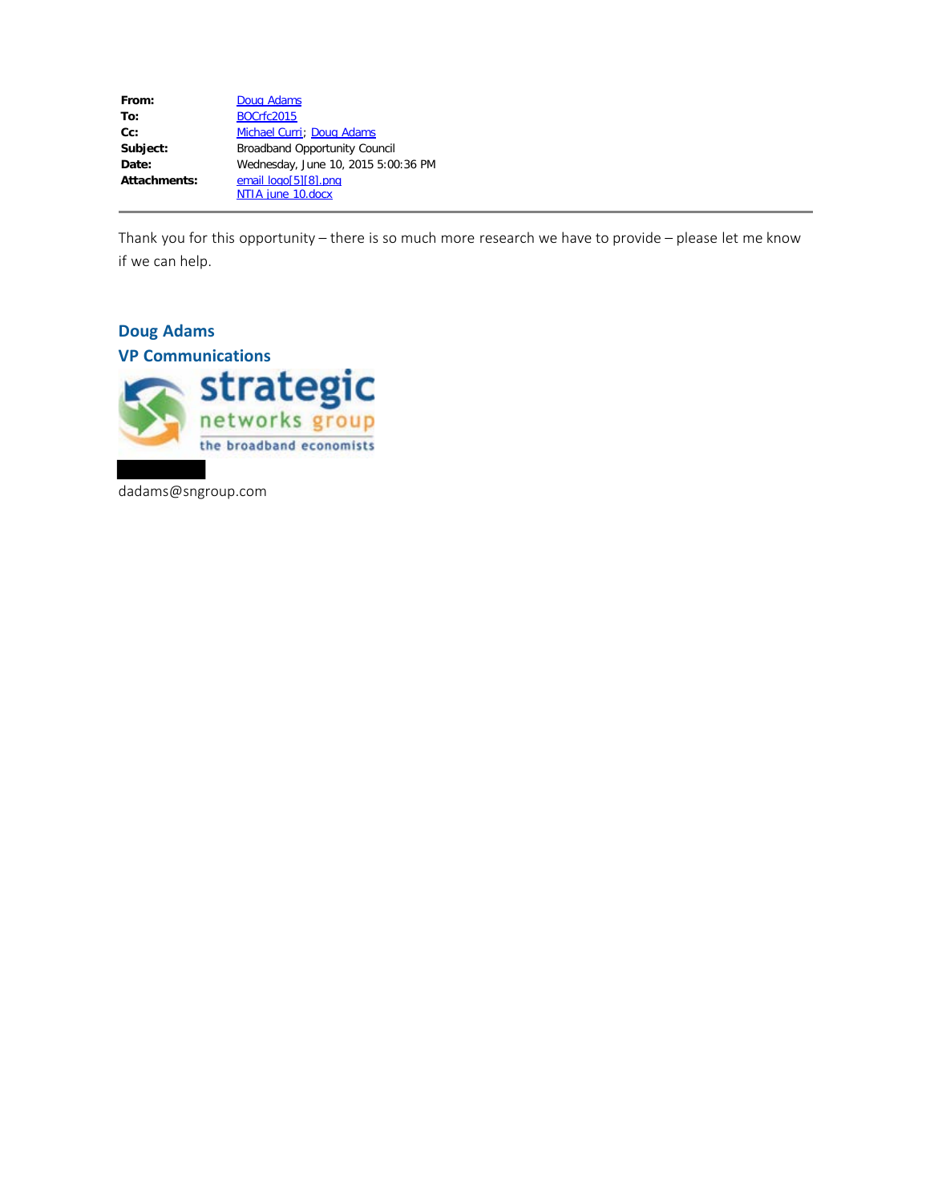**From:** Doug Adams
**To:** BOCrfc2015
**Cc:** Michael Curri; Doug Adams
**Subject:** Broadband Opportunity Council
**Date:** Wednesday, June 10, 2015 5:00:36 PM
**Attachments:** email logo[5][8].png
NTIA june 10.docx

---

Thank you for this opportunity – there is so much more research we have to provide – please let me know if we can help.

**Doug Adams**
**VP Communications**

strategic networks group
the broadband economists

dadams@sngroup.com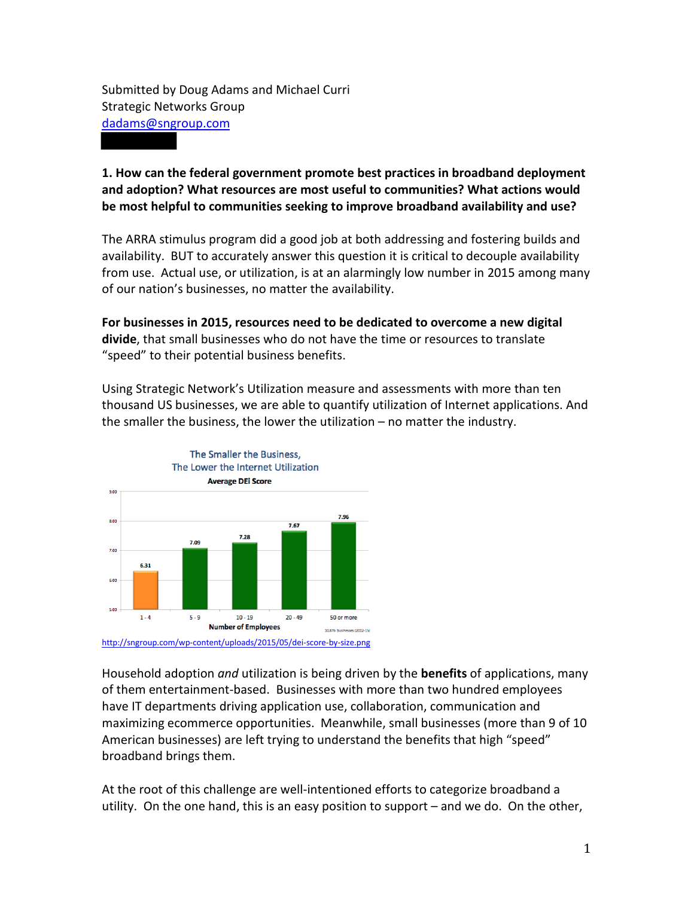Submitted by Doug Adams and Michael Curri
Strategic Networks Group
dadams@sngroup.com

**1. How can the federal government promote best practices in broadband deployment and adoption? What resources are most useful to communities? What actions would be most helpful to communities seeking to improve broadband availability and use?**

The ARRA stimulus program did a good job at both addressing and fostering builds and availability. BUT to accurately answer this question it is critical to decouple availability from use. Actual use, or utilization, is at an alarmingly low number in 2015 among many of our nation's businesses, no matter the availability.

**For businesses in 2015, resources need to be dedicated to overcome a new digital divide**, that small businesses who do not have the time or resources to translate "speed" to their potential business benefits.

Using Strategic Network's Utilization measure and assessments with more than ten thousand US businesses, we are able to quantify utilization of Internet applications. And the smaller the business, the lower the utilization – no matter the industry.

The Smaller the Business,
The Lower the Internet Utilization

Average DEi Score

| Number of Employees | 1 - 4 | 5 - 9 | 10 - 19 | 20 - 49 | 50 or more |
|---|---|---|---|---|---|
| Average DEi Score | 6.31 | 7.09 | 7.28 | 7.67 | 7.96 |

10,876 businesses (2012-15)

http://sngroup.com/wp-content/uploads/2015/05/dei-score-by-size.png

Household adoption *and* utilization is being driven by the **benefits** of applications, many of them entertainment-based. Businesses with more than two hundred employees have IT departments driving application use, collaboration, communication and maximizing ecommerce opportunities. Meanwhile, small businesses (more than 9 of 10 American businesses) are left trying to understand the benefits that high "speed" broadband brings them.

At the root of this challenge are well-intentioned efforts to categorize broadband a utility. On the one hand, this is an easy position to support – and we do. On the other,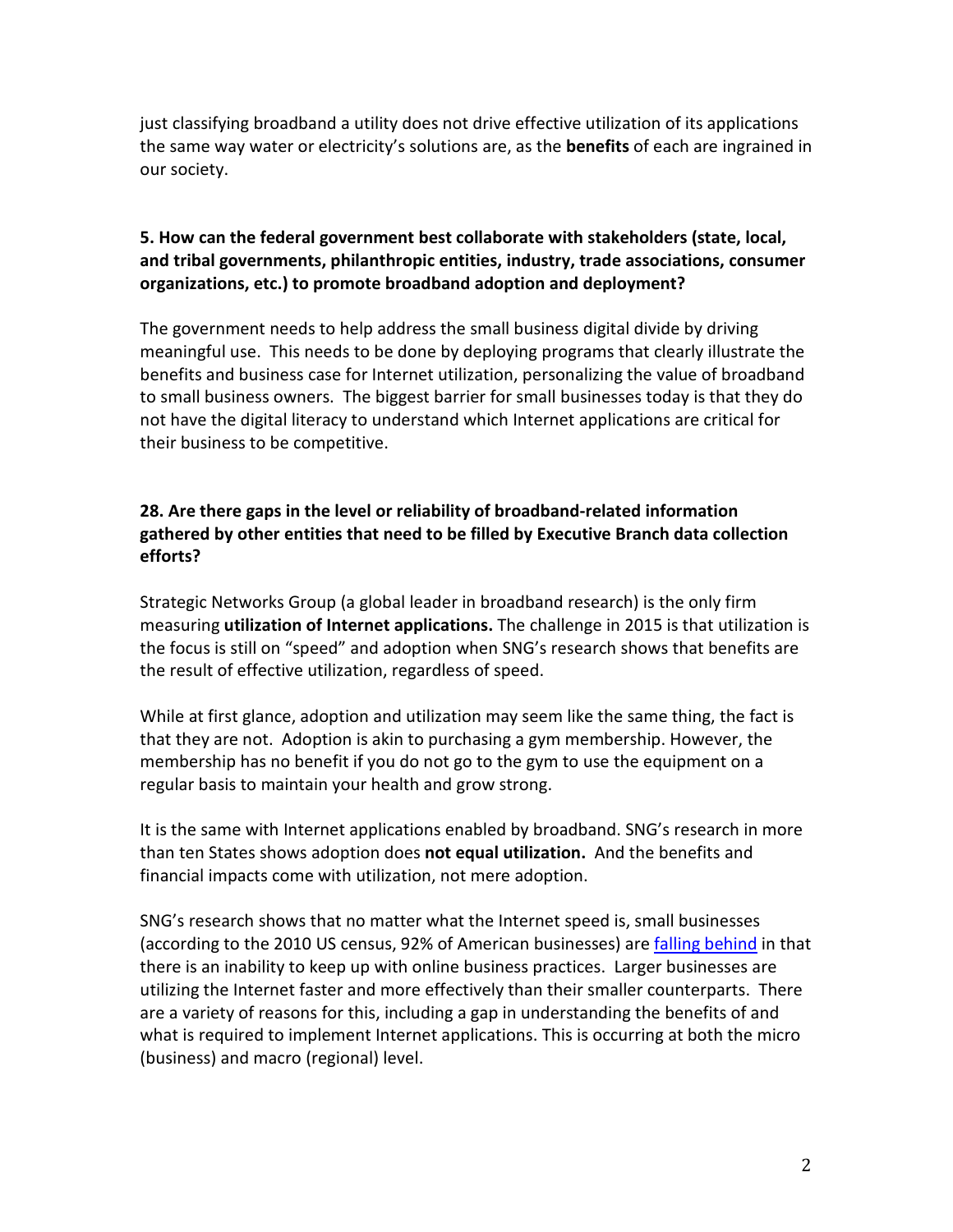just classifying broadband a utility does not drive effective utilization of its applications the same way water or electricity's solutions are, as the **benefits** of each are ingrained in our society.

**5. How can the federal government best collaborate with stakeholders (state, local, and tribal governments, philanthropic entities, industry, trade associations, consumer organizations, etc.) to promote broadband adoption and deployment?**

The government needs to help address the small business digital divide by driving meaningful use. This needs to be done by deploying programs that clearly illustrate the benefits and business case for Internet utilization, personalizing the value of broadband to small business owners. The biggest barrier for small businesses today is that they do not have the digital literacy to understand which Internet applications are critical for their business to be competitive.

**28. Are there gaps in the level or reliability of broadband-related information gathered by other entities that need to be filled by Executive Branch data collection efforts?**

Strategic Networks Group (a global leader in broadband research) is the only firm measuring **utilization of Internet applications.** The challenge in 2015 is that utilization is the focus is still on "speed" and adoption when SNG's research shows that benefits are the result of effective utilization, regardless of speed.

While at first glance, adoption and utilization may seem like the same thing, the fact is that they are not. Adoption is akin to purchasing a gym membership. However, the membership has no benefit if you do not go to the gym to use the equipment on a regular basis to maintain your health and grow strong.

It is the same with Internet applications enabled by broadband. SNG's research in more than ten States shows adoption does **not equal utilization.** And the benefits and financial impacts come with utilization, not mere adoption.

SNG's research shows that no matter what the Internet speed is, small businesses (according to the 2010 US census, 92% of American businesses) are falling behind in that there is an inability to keep up with online business practices. Larger businesses are utilizing the Internet faster and more effectively than their smaller counterparts. There are a variety of reasons for this, including a gap in understanding the benefits of and what is required to implement Internet applications. This is occurring at both the micro (business) and macro (regional) level.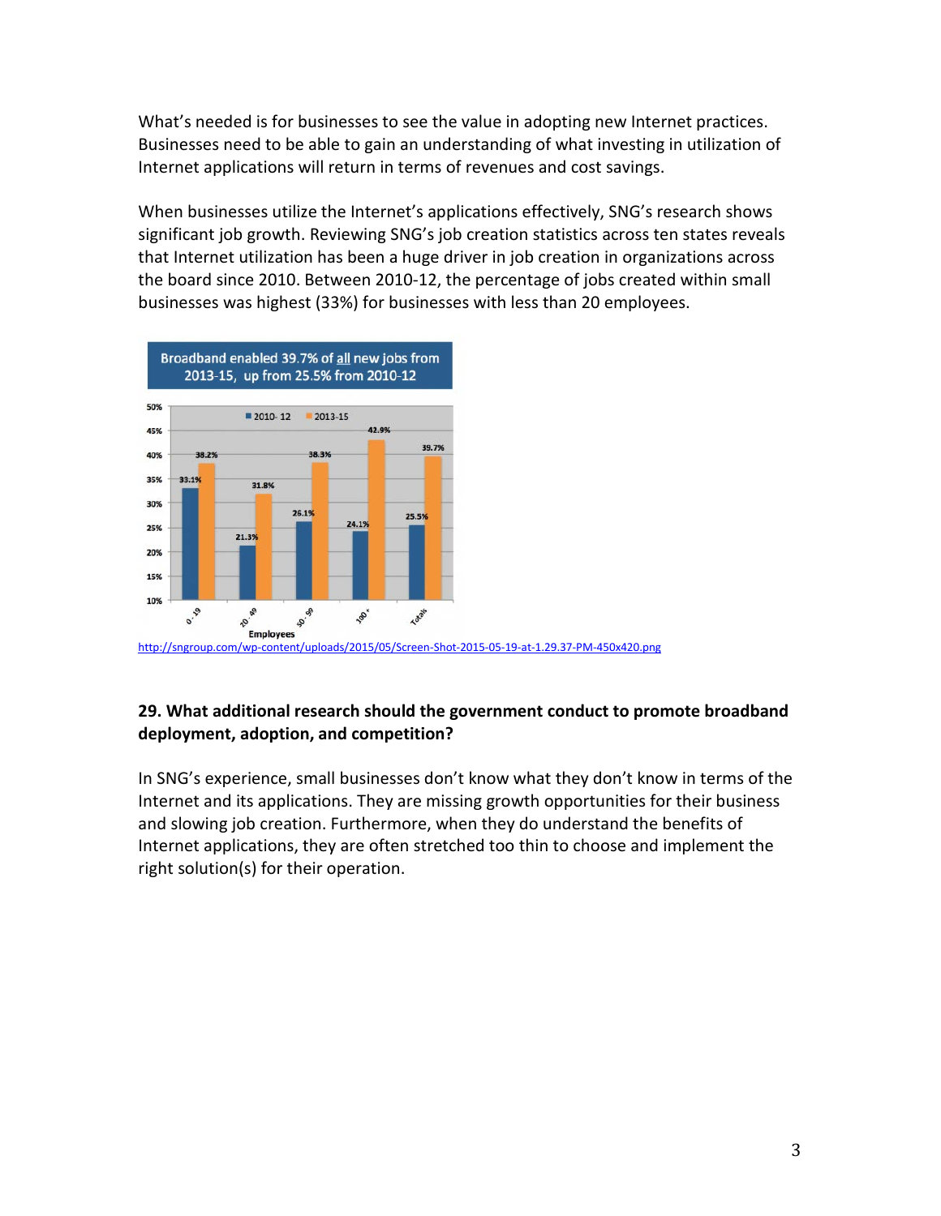What's needed is for businesses to see the value in adopting new Internet practices. Businesses need to be able to gain an understanding of what investing in utilization of Internet applications will return in terms of revenues and cost savings.

When businesses utilize the Internet's applications effectively, SNG's research shows significant job growth. Reviewing SNG's job creation statistics across ten states reveals that Internet utilization has been a huge driver in job creation in organizations across the board since 2010. Between 2010-12, the percentage of jobs created within small businesses was highest (33%) for businesses with less than 20 employees.

Broadband enabled 39.7% of all new jobs from 2013-15, up from 25.5% from 2010-12

2010- 12
2013-15

50%
45%
40%
35%
30%
25%
20%
15%
10%

33.1%
38.2%
21.3%
31.8%
26.1%
38.3%
24.1%
42.9%
25.5%
39.7%

0 - 19
20 - 49
50 - 99
100 +
Totals

Employees

http://sngroup.com/wp-content/uploads/2015/05/Screen-Shot-2015-05-19-at-1.29.37-PM-450x420.png

**29. What additional research should the government conduct to promote broadband deployment, adoption, and competition?**

In SNG's experience, small businesses don't know what they don't know in terms of the Internet and its applications. They are missing growth opportunities for their business and slowing job creation. Furthermore, when they do understand the benefits of Internet applications, they are often stretched too thin to choose and implement the right solution(s) for their operation.